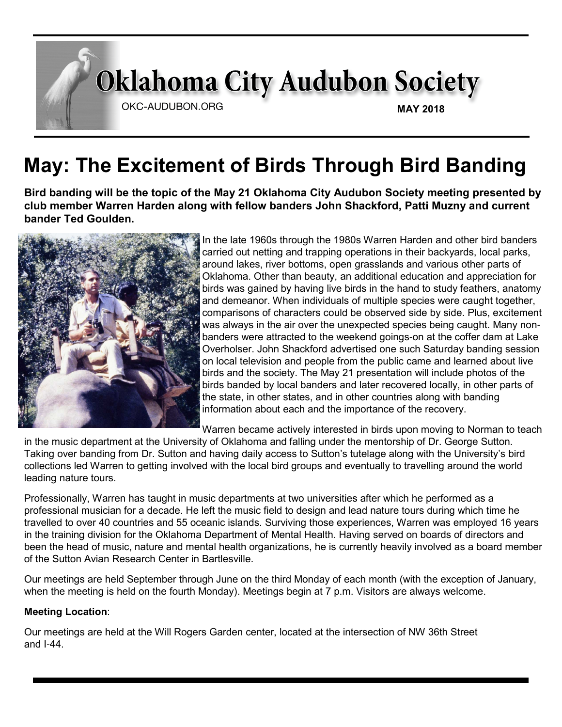# Oklahoma City Audubon Society

OKC-AUDUBON.ORG

**MAY 2018**

## May: The Excitement of Birds Through Bird Banding

**Bird banding will be the topic of the May 21 Oklahoma City Audubon Society meeting presented by club member Warren Harden along with fellow banders John Shackford, Patti Muzny and current bander Ted Goulden.**

In the late 1960s through the 1980s Warren Harden and other bird banders carried out netting and trapping operations in their backyards, local parks, around lakes, river bottoms, open grasslands and various other parts of Oklahoma. Other than beauty, an additional education and appreciation for birds was gained by having live birds in the hand to study feathers, anatomy and demeanor. When individuals of multiple species were caught together, comparisons of characters could be observed side by side. Plus, excitement was always in the air over the unexpected species being caught. Many non-banders were attracted to the weekend goings-on at the coffer dam at Lake Overholser. John Shackford advertised one such Saturday banding session on local television and people from the public came and learned about live birds and the society. The May 21 presentation will include photos of the birds banded by local banders and later recovered locally, in other parts of the state, in other states, and in other countries along with banding information about each and the importance of the recovery.

Warren became actively interested in birds upon moving to Norman to teach in the music department at the University of Oklahoma and falling under the mentorship of Dr. George Sutton. Taking over banding from Dr. Sutton and having daily access to Sutton's tutelage along with the University's bird collections led Warren to getting involved with the local bird groups and eventually to travelling around the world leading nature tours.

Professionally, Warren has taught in music departments at two universities after which he performed as a professional musician for a decade. He left the music field to design and lead nature tours during which time he travelled to over 40 countries and 55 oceanic islands. Surviving those experiences, Warren was employed 16 years in the training division for the Oklahoma Department of Mental Health. Having served on boards of directors and been the head of music, nature and mental health organizations, he is currently heavily involved as a board member of the Sutton Avian Research Center in Bartlesville.

Our meetings are held September through June on the third Monday of each month (with the exception of January, when the meeting is held on the fourth Monday). Meetings begin at 7 p.m. Visitors are always welcome.

**Meeting Location**:

Our meetings are held at the Will Rogers Garden center, located at the intersection of NW 36th Street and I-44.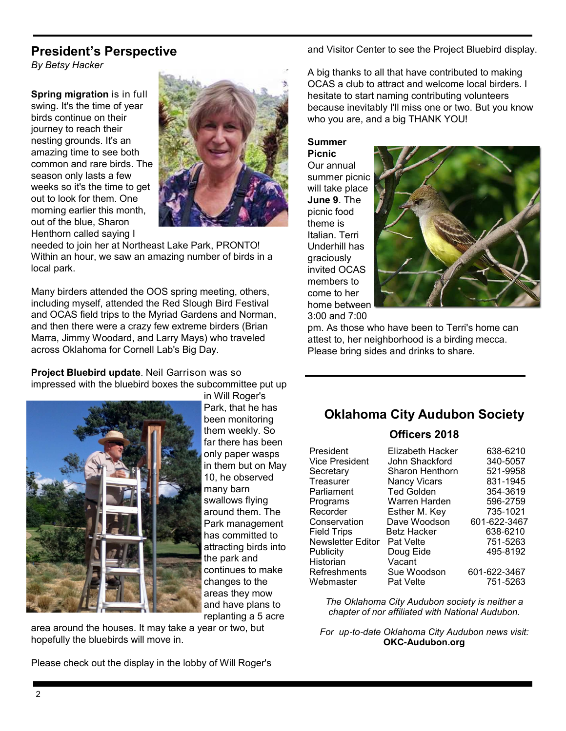## President's Perspective

*By Betsy Hacker*

**Spring migration** is in full swing. It's the time of year birds continue on their journey to reach their nesting grounds. It's an amazing time to see both common and rare birds. The season only lasts a few weeks so it's the time to get out to look for them. One morning earlier this month, out of the blue, Sharon Henthorn called saying I needed to join her at Northeast Lake Park, PRONTO! Within an hour, we saw an amazing number of birds in a local park.

Many birders attended the OOS spring meeting, others, including myself, attended the Red Slough Bird Festival and OCAS field trips to the Myriad Gardens and Norman, and then there were a crazy few extreme birders (Brian Marra, Jimmy Woodard, and Larry Mays) who traveled across Oklahoma for Cornell Lab's Big Day.

**Project Bluebird update**. Neil Garrison was so impressed with the bluebird boxes the subcommittee put up in Will Roger's Park, that he has been monitoring them weekly. So far there has been only paper wasps in them but on May 10, he observed many barn swallows flying around them. The Park management has committed to attracting birds into the park and continues to make changes to the areas they mow and have plans to replanting a 5 acre area around the houses. It may take a year or two, but hopefully the bluebirds will move in.

Please check out the display in the lobby of Will Roger's and Visitor Center to see the Project Bluebird display.

A big thanks to all that have contributed to making OCAS a club to attract and welcome local birders. I hesitate to start naming contributing volunteers because inevitably I'll miss one or two. But you know who you are, and a big THANK YOU!

**Summer Picnic**

Our annual summer picnic will take place **June 9**. The picnic food theme is Italian. Terri Underhill has graciously invited OCAS members to come to her home between 3:00 and 7:00 pm. As those who have been to Terri's home can attest to, her neighborhood is a birding mecca. Please bring sides and drinks to share.

## Oklahoma City Audubon Society

### Officers 2018

| | | |
|---|---|---|
| President | Elizabeth Hacker | 638-6210 |
| Vice President | John Shackford | 340-5057 |
| Secretary | Sharon Henthorn | 521-9958 |
| Treasurer | Nancy Vicars | 831-1945 |
| Parliament | Ted Golden | 354-3619 |
| Programs | Warren Harden | 596-2759 |
| Recorder | Esther M. Key | 735-1021 |
| Conservation | Dave Woodson | 601-622-3467 |
| Field Trips | Betz Hacker | 638-6210 |
| Newsletter Editor | Pat Velte | 751-5263 |
| Publicity | Doug Eide | 495-8192 |
| Historian | Vacant | |
| Refreshments | Sue Woodson | 601-622-3467 |
| Webmaster | Pat Velte | 751-5263 |

*The Oklahoma City Audubon society is neither a chapter of nor affiliated with National Audubon.*

*For up-to-date Oklahoma City Audubon news visit:* **OKC-Audubon.org**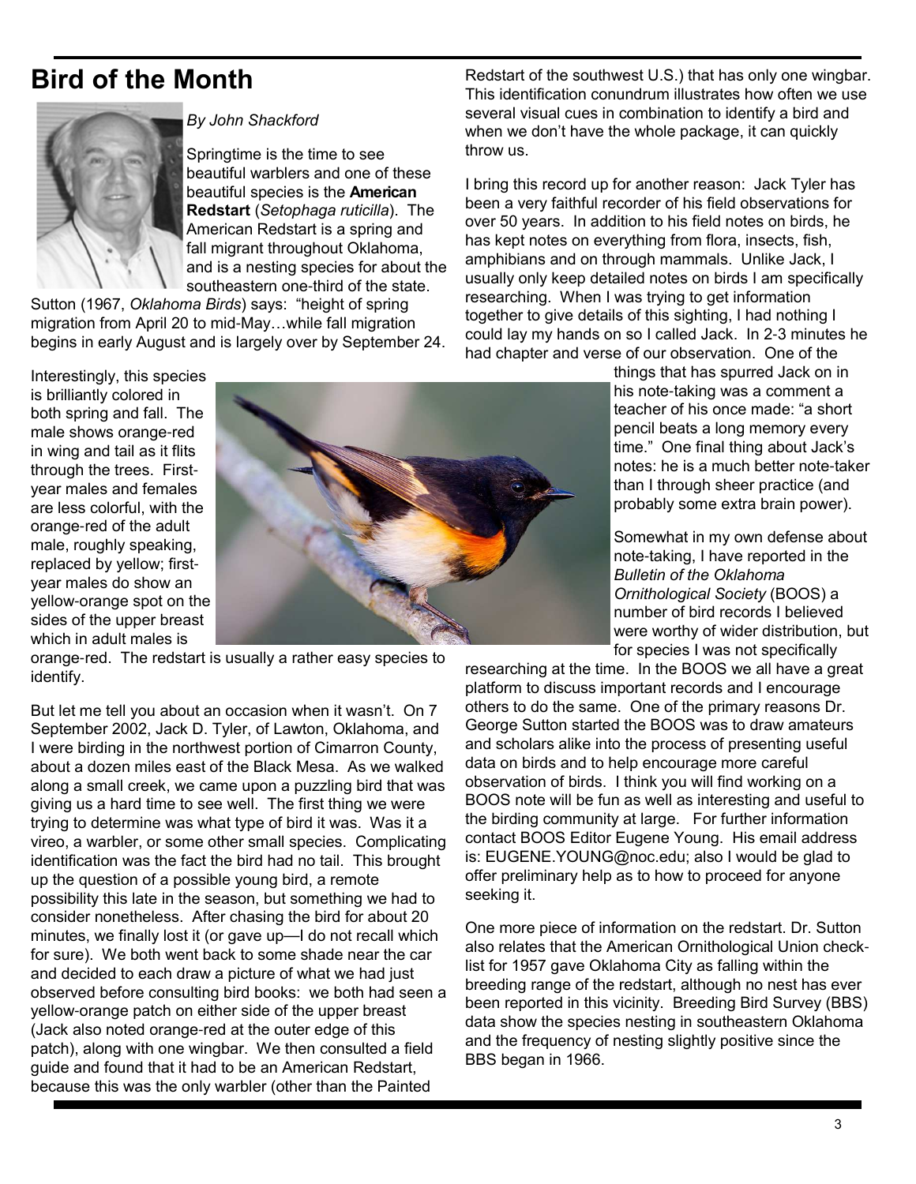# Bird of the Month

*By John Shackford*

Springtime is the time to see beautiful warblers and one of these beautiful species is the **American Redstart** (*Setophaga ruticilla*). The American Redstart is a spring and fall migrant throughout Oklahoma, and is a nesting species for about the southeastern one-third of the state. Sutton (1967, *Oklahoma Birds*) says: "height of spring migration from April 20 to mid-May…while fall migration begins in early August and is largely over by September 24.

Interestingly, this species is brilliantly colored in both spring and fall. The male shows orange-red in wing and tail as it flits through the trees. First-year males and females are less colorful, with the orange-red of the adult male, roughly speaking, replaced by yellow; first-year males do show an yellow-orange spot on the sides of the upper breast which in adult males is orange-red. The redstart is usually a rather easy species to identify.

But let me tell you about an occasion when it wasn't. On 7 September 2002, Jack D. Tyler, of Lawton, Oklahoma, and I were birding in the northwest portion of Cimarron County, about a dozen miles east of the Black Mesa. As we walked along a small creek, we came upon a puzzling bird that was giving us a hard time to see well. The first thing we were trying to determine was what type of bird it was. Was it a vireo, a warbler, or some other small species. Complicating identification was the fact the bird had no tail. This brought up the question of a possible young bird, a remote possibility this late in the season, but something we had to consider nonetheless. After chasing the bird for about 20 minutes, we finally lost it (or gave up—I do not recall which for sure). We both went back to some shade near the car and decided to each draw a picture of what we had just observed before consulting bird books: we both had seen a yellow-orange patch on either side of the upper breast (Jack also noted orange-red at the outer edge of this patch), along with one wingbar. We then consulted a field guide and found that it had to be an American Redstart, because this was the only warbler (other than the Painted Redstart of the southwest U.S.) that has only one wingbar. This identification conundrum illustrates how often we use several visual cues in combination to identify a bird and when we don't have the whole package, it can quickly throw us.

I bring this record up for another reason: Jack Tyler has been a very faithful recorder of his field observations for over 50 years. In addition to his field notes on birds, he has kept notes on everything from flora, insects, fish, amphibians and on through mammals. Unlike Jack, I usually only keep detailed notes on birds I am specifically researching. When I was trying to get information together to give details of this sighting, I had nothing I could lay my hands on so I called Jack. In 2-3 minutes he had chapter and verse of our observation. One of the things that has spurred Jack on in his note-taking was a comment a teacher of his once made: "a short pencil beats a long memory every time." One final thing about Jack's notes: he is a much better note-taker than I through sheer practice (and probably some extra brain power).

Somewhat in my own defense about note-taking, I have reported in the *Bulletin of the Oklahoma Ornithological Society* (BOOS) a number of bird records I believed were worthy of wider distribution, but for species I was not specifically researching at the time. In the BOOS we all have a great platform to discuss important records and I encourage others to do the same. One of the primary reasons Dr. George Sutton started the BOOS was to draw amateurs and scholars alike into the process of presenting useful data on birds and to help encourage more careful observation of birds. I think you will find working on a BOOS note will be fun as well as interesting and useful to the birding community at large. For further information contact BOOS Editor Eugene Young. His email address is: EUGENE.YOUNG@noc.edu; also I would be glad to offer preliminary help as to how to proceed for anyone seeking it.

One more piece of information on the redstart. Dr. Sutton also relates that the American Ornithological Union check-list for 1957 gave Oklahoma City as falling within the breeding range of the redstart, although no nest has ever been reported in this vicinity. Breeding Bird Survey (BBS) data show the species nesting in southeastern Oklahoma and the frequency of nesting slightly positive since the BBS began in 1966.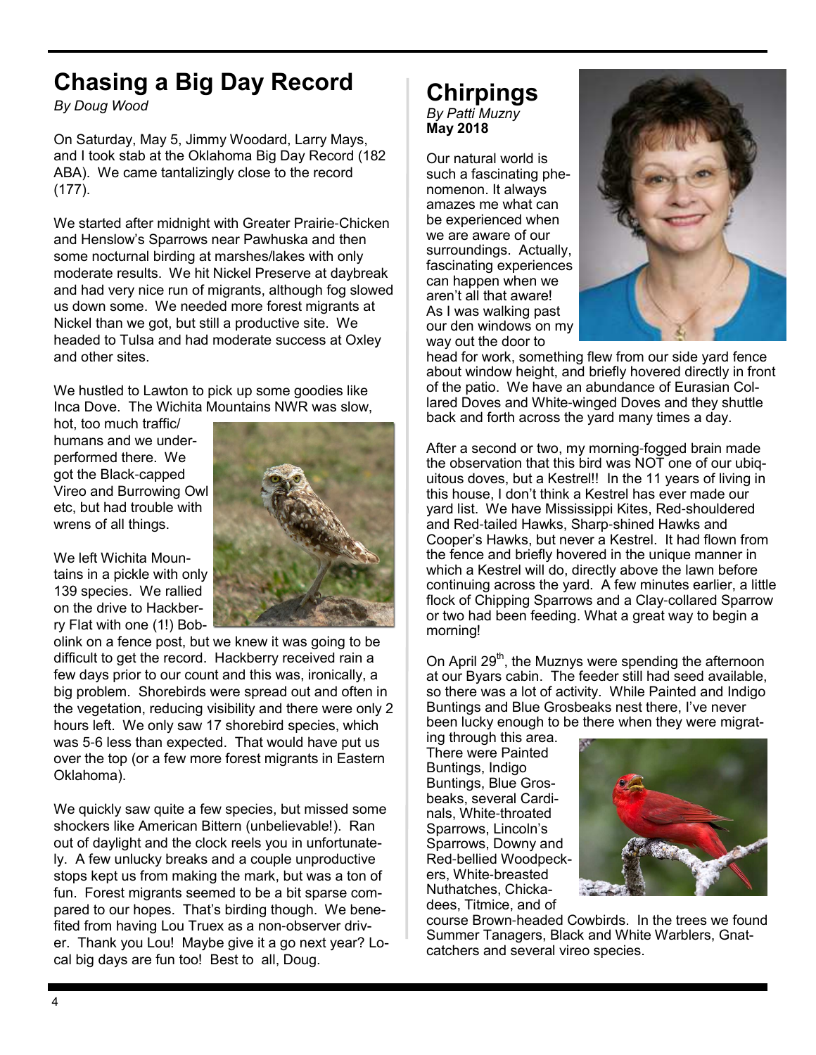# Chasing a Big Day Record

*By Doug Wood*

On Saturday, May 5, Jimmy Woodard, Larry Mays, and I took stab at the Oklahoma Big Day Record (182 ABA). We came tantalizingly close to the record (177).

We started after midnight with Greater Prairie-Chicken and Henslow's Sparrows near Pawhuska and then some nocturnal birding at marshes/lakes with only moderate results. We hit Nickel Preserve at daybreak and had very nice run of migrants, although fog slowed us down some. We needed more forest migrants at Nickel than we got, but still a productive site. We headed to Tulsa and had moderate success at Oxley and other sites.

We hustled to Lawton to pick up some goodies like Inca Dove. The Wichita Mountains NWR was slow, hot, too much traffic/ humans and we underperformed there. We got the Black-capped Vireo and Burrowing Owl etc, but had trouble with wrens of all things.

We left Wichita Mountains in a pickle with only 139 species. We rallied on the drive to Hackberry Flat with one (1!) Bobolink on a fence post, but we knew it was going to be difficult to get the record. Hackberry received rain a few days prior to our count and this was, ironically, a big problem. Shorebirds were spread out and often in the vegetation, reducing visibility and there were only 2 hours left. We only saw 17 shorebird species, which was 5-6 less than expected. That would have put us over the top (or a few more forest migrants in Eastern Oklahoma).

We quickly saw quite a few species, but missed some shockers like American Bittern (unbelievable!). Ran out of daylight and the clock reels you in unfortunately. A few unlucky breaks and a couple unproductive stops kept us from making the mark, but was a ton of fun. Forest migrants seemed to be a bit sparse compared to our hopes. That's birding though. We benefited from having Lou Truex as a non-observer driver. Thank you Lou! Maybe give it a go next year? Local big days are fun too! Best to all, Doug.

# Chirpings

*By Patti Muzny*
**May 2018**

Our natural world is such a fascinating phenomenon. It always amazes me what can be experienced when we are aware of our surroundings. Actually, fascinating experiences can happen when we aren't all that aware! As I was walking past our den windows on my way out the door to head for work, something flew from our side yard fence about window height, and briefly hovered directly in front of the patio. We have an abundance of Eurasian Collared Doves and White-winged Doves and they shuttle back and forth across the yard many times a day.

After a second or two, my morning-fogged brain made the observation that this bird was NOT one of our ubiquitous doves, but a Kestrel!! In the 11 years of living in this house, I don't think a Kestrel has ever made our yard list. We have Mississippi Kites, Red-shouldered and Red-tailed Hawks, Sharp-shined Hawks and Cooper's Hawks, but never a Kestrel. It had flown from the fence and briefly hovered in the unique manner in which a Kestrel will do, directly above the lawn before continuing across the yard. A few minutes earlier, a little flock of Chipping Sparrows and a Clay-collared Sparrow or two had been feeding. What a great way to begin a morning!

On April 29th, the Muznys were spending the afternoon at our Byars cabin. The feeder still had seed available, so there was a lot of activity. While Painted and Indigo Buntings and Blue Grosbeaks nest there, I've never been lucky enough to be there when they were migrating through this area. There were Painted Buntings, Indigo Buntings, Blue Grosbeaks, several Cardinals, White-throated Sparrows, Lincoln's Sparrows, Downy and Red-bellied Woodpeckers, White-breasted Nuthatches, Chickadees, Titmice, and of course Brown-headed Cowbirds. In the trees we found Summer Tanagers, Black and White Warblers, Gnatcatchers and several vireo species.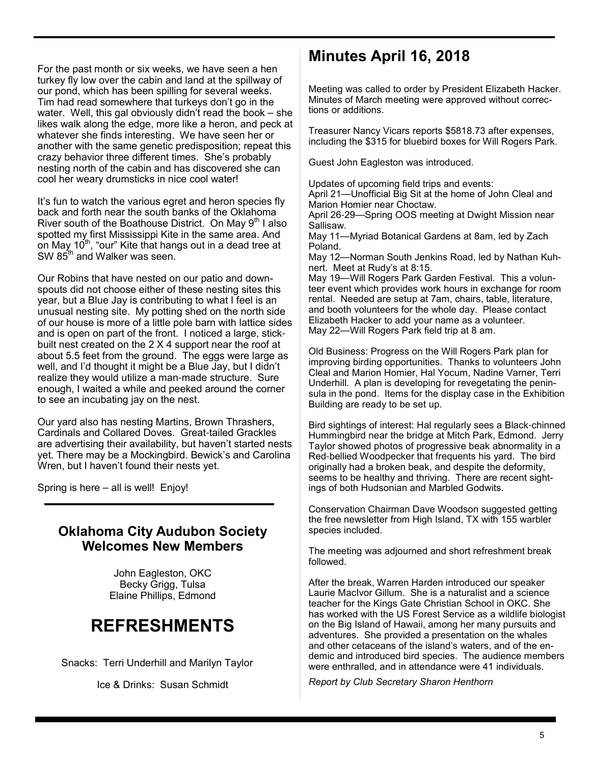For the past month or six weeks, we have seen a hen turkey fly low over the cabin and land at the spillway of our pond, which has been spilling for several weeks. Tim had read somewhere that turkeys don't go in the water. Well, this gal obviously didn't read the book – she likes walk along the edge, more like a heron, and peck at whatever she finds interesting. We have seen her or another with the same genetic predisposition; repeat this crazy behavior three different times. She's probably nesting north of the cabin and has discovered she can cool her weary drumsticks in nice cool water!

It's fun to watch the various egret and heron species fly back and forth near the south banks of the Oklahoma River south of the Boathouse District. On May 9th I also spotted my first Mississippi Kite in the same area. And on May 10th, "our" Kite that hangs out in a dead tree at SW 85th and Walker was seen.

Our Robins that have nested on our patio and downspouts did not choose either of these nesting sites this year, but a Blue Jay is contributing to what I feel is an unusual nesting site. My potting shed on the north side of our house is more of a little pole barn with lattice sides and is open on part of the front. I noticed a large, stick-built nest created on the 2 X 4 support near the roof at about 5.5 feet from the ground. The eggs were large as well, and I'd thought it might be a Blue Jay, but I didn't realize they would utilize a man-made structure. Sure enough, I waited a while and peeked around the corner to see an incubating jay on the nest.

Our yard also has nesting Martins, Brown Thrashers, Cardinals and Collared Doves. Great-tailed Grackles are advertising their availability, but haven't started nests yet. There may be a Mockingbird. Bewick's and Carolina Wren, but I haven't found their nests yet.

Spring is here – all is well! Enjoy!

## Oklahoma City Audubon Society Welcomes New Members

John Eagleston, OKC
Becky Grigg, Tulsa
Elaine Phillips, Edmond

# REFRESHMENTS

Snacks: Terri Underhill and Marilyn Taylor

Ice & Drinks: Susan Schmidt

# Minutes April 16, 2018

Meeting was called to order by President Elizabeth Hacker. Minutes of March meeting were approved without corrections or additions.

Treasurer Nancy Vicars reports $5818.73 after expenses, including the $315 for bluebird boxes for Will Rogers Park.

Guest John Eagleston was introduced.

Updates of upcoming field trips and events:
April 21—Unofficial Big Sit at the home of John Cleal and Marion Homier near Choctaw.
April 26-29—Spring OOS meeting at Dwight Mission near Sallisaw.
May 11—Myriad Botanical Gardens at 8am, led by Zach Poland.
May 12—Norman South Jenkins Road, led by Nathan Kuhnert. Meet at Rudy's at 8:15.
May 19—Will Rogers Park Garden Festival. This a volunteer event which provides work hours in exchange for room rental. Needed are setup at 7am, chairs, table, literature, and booth volunteers for the whole day. Please contact Elizabeth Hacker to add your name as a volunteer.
May 22—Will Rogers Park field trip at 8 am.

Old Business: Progress on the Will Rogers Park plan for improving birding opportunities. Thanks to volunteers John Cleal and Marion Homier, Hal Yocum, Nadine Varner, Terri Underhill. A plan is developing for revegetating the peninsula in the pond. Items for the display case in the Exhibition Building are ready to be set up.

Bird sightings of interest: Hal regularly sees a Black-chinned Hummingbird near the bridge at Mitch Park, Edmond. Jerry Taylor showed photos of progressive beak abnormality in a Red-bellied Woodpecker that frequents his yard. The bird originally had a broken beak, and despite the deformity, seems to be healthy and thriving. There are recent sightings of both Hudsonian and Marbled Godwits.

Conservation Chairman Dave Woodson suggested getting the free newsletter from High Island, TX with 155 warbler species included.

The meeting was adjourned and short refreshment break followed.

After the break, Warren Harden introduced our speaker Laurie MacIvor Gillum. She is a naturalist and a science teacher for the Kings Gate Christian School in OKC. She has worked with the US Forest Service as a wildlife biologist on the Big Island of Hawaii, among her many pursuits and adventures. She provided a presentation on the whales and other cetaceans of the island's waters, and of the endemic and introduced bird species. The audience members were enthralled, and in attendance were 41 individuals.

*Report by Club Secretary Sharon Henthorn*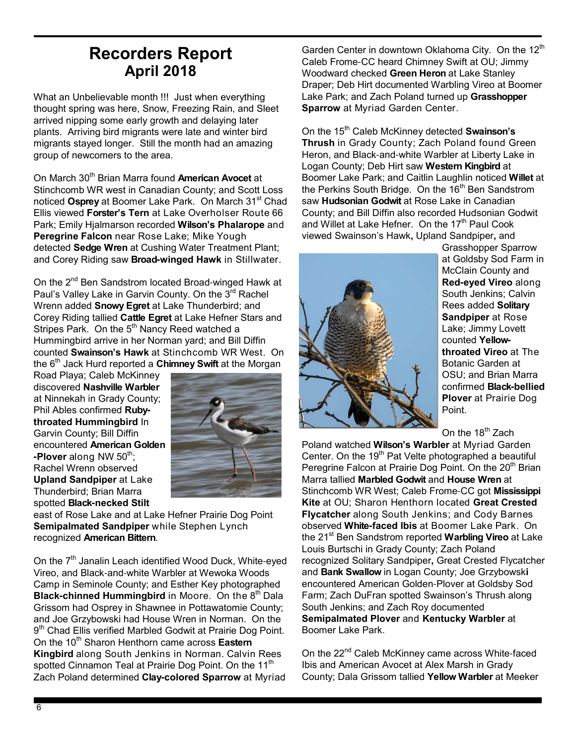# Recorders Report
## April 2018

What an Unbelievable month !!! Just when everything thought spring was here, Snow, Freezing Rain, and Sleet arrived nipping some early growth and delaying later plants. Arriving bird migrants were late and winter bird migrants stayed longer. Still the month had an amazing group of newcomers to the area.

On March 30th Brian Marra found **American Avocet** at Stinchcomb WR west in Canadian County; and Scott Loss noticed **Osprey** at Boomer Lake Park. On March 31st Chad Ellis viewed **Forster's Tern** at Lake Overholser Route 66 Park; Emily Hjalmarson recorded **Wilson's Phalarope** and **Peregrine Falcon** near Rose Lake; Mike Yough detected **Sedge Wren** at Cushing Water Treatment Plant; and Corey Riding saw **Broad-winged Hawk** in Stillwater.

On the 2nd Ben Sandstrom located Broad-winged Hawk at Paul's Valley Lake in Garvin County. On the 3rd Rachel Wrenn added **Snowy Egret** at Lake Thunderbird; and Corey Riding tallied **Cattle Egret** at Lake Hefner Stars and Stripes Park. On the 5th Nancy Reed watched a Hummingbird arrive in her Norman yard; and Bill Diffin counted **Swainson's Hawk** at Stinchcomb WR West. On the 6th Jack Hurd reported a **Chimney Swift** at the Morgan Road Playa; Caleb McKinney discovered **Nashville Warbler** at Ninnekah in Grady County; Phil Ables confirmed **Ruby-throated Hummingbird** In Garvin County; Bill Diffin encountered **American Golden -Plover** along NW 50th; Rachel Wrenn observed **Upland Sandpiper** at Lake Thunderbird; Brian Marra spotted **Black-necked Stilt** east of Rose Lake and at Lake Hefner Prairie Dog Point **Semipalmated Sandpiper** while Stephen Lynch recognized **American Bittern**.

On the 7th Janalin Leach identified Wood Duck, White-eyed Vireo, and Black-and-white Warbler at Wewoka Woods Camp in Seminole County; and Esther Key photographed **Black-chinned Hummingbird** in Moore. On the 8th Dala Grissom had Osprey in Shawnee in Pottawatomie County; and Joe Grzybowski had House Wren in Norman. On the 9th Chad Ellis verified Marbled Godwit at Prairie Dog Point. On the 10th Sharon Henthorn came across **Eastern Kingbird** along South Jenkins in Norman. Calvin Rees spotted Cinnamon Teal at Prairie Dog Point. On the 11th Zach Poland determined **Clay-colored Sparrow** at Myriad Garden Center in downtown Oklahoma City. On the 12th Caleb Frome-CC heard Chimney Swift at OU; Jimmy Woodward checked **Green Heron** at Lake Stanley Draper; Deb Hirt documented Warbling Vireo at Boomer Lake Park; and Zach Poland turned up **Grasshopper Sparrow** at Myriad Garden Center.

On the 15th Caleb McKinney detected **Swainson's Thrush** in Grady County; Zach Poland found Green Heron, and Black-and-white Warbler at Liberty Lake in Logan County; Deb Hirt saw **Western Kingbird** at Boomer Lake Park; and Caitlin Laughlin noticed **Willet** at the Perkins South Bridge. On the 16th Ben Sandstrom saw **Hudsonian Godwit** at Rose Lake in Canadian County; and Bill Diffin also recorded Hudsonian Godwit and Willet at Lake Hefner. On the 17th Paul Cook viewed Swainson's Hawk, Upland Sandpiper, and Grasshopper Sparrow at Goldsby Sod Farm in McClain County and **Red-eyed Vireo** along South Jenkins; Calvin Rees added **Solitary Sandpiper** at Rose Lake; Jimmy Lovett counted **Yellow-throated Vireo** at The Botanic Garden at OSU; and Brian Marra confirmed **Black-bellied Plover** at Prairie Dog Point.

On the 18th Zach Poland watched **Wilson's Warbler** at Myriad Garden Center. On the 19th Pat Velte photographed a beautiful Peregrine Falcon at Prairie Dog Point. On the 20th Brian Marra tallied **Marbled Godwit** and **House Wren** at Stinchcomb WR West; Caleb Frome-CC got **Mississippi Kite** at OU; Sharon Henthorn located **Great Crested Flycatcher** along South Jenkins; and Cody Barnes observed **White-faced Ibis** at Boomer Lake Park. On the 21st Ben Sandstrom reported **Warbling Vireo** at Lake Louis Burtschi in Grady County; Zach Poland recognized Solitary Sandpiper, Great Crested Flycatcher and **Bank Swallow** in Logan County; Joe Grzybowski encountered American Golden-Plover at Goldsby Sod Farm; Zach DuFran spotted Swainson's Thrush along South Jenkins; and Zach Roy documented **Semipalmated Plover** and **Kentucky Warbler** at Boomer Lake Park.

On the 22nd Caleb McKinney came across White-faced Ibis and American Avocet at Alex Marsh in Grady County; Dala Grissom tallied **Yellow Warbler** at Meeker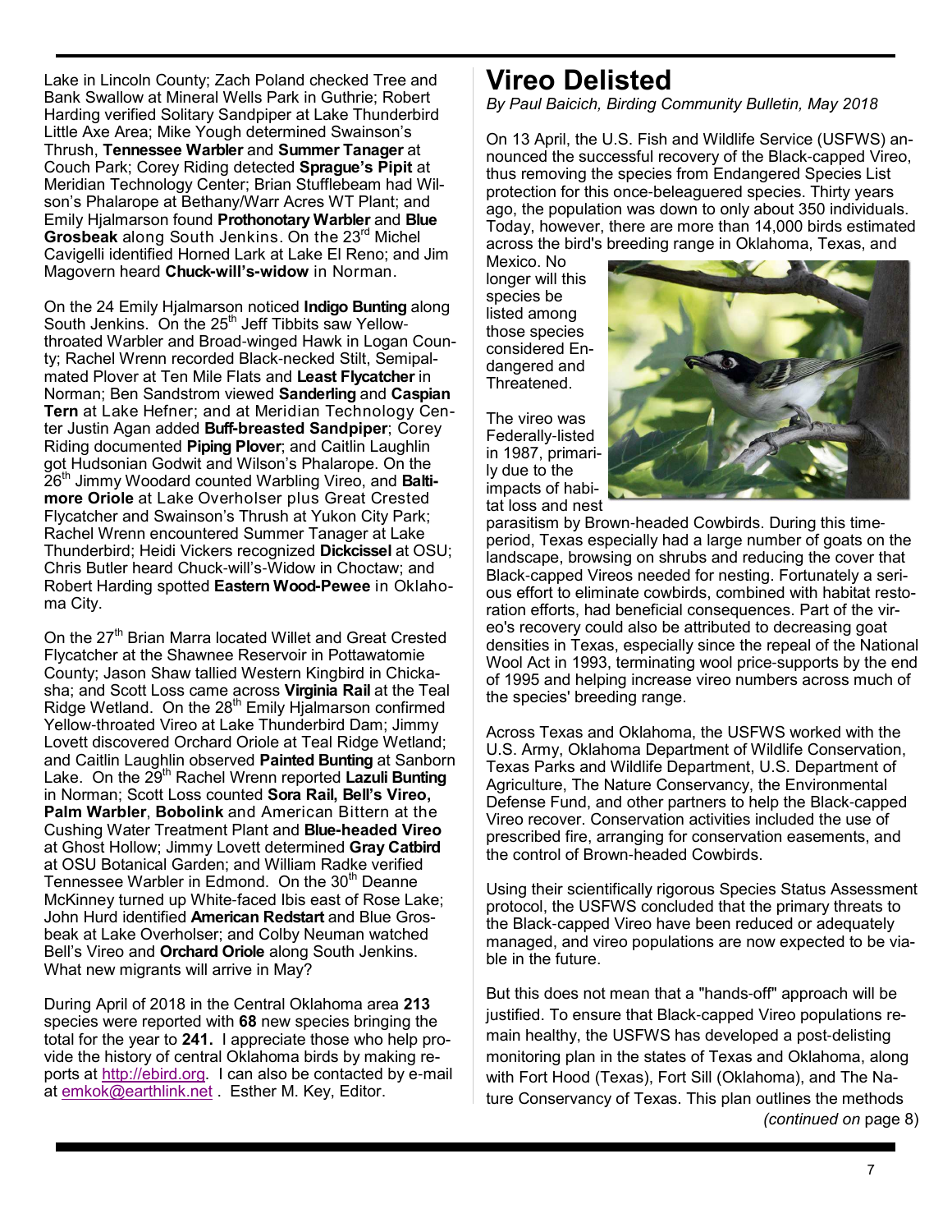Lake in Lincoln County; Zach Poland checked Tree and Bank Swallow at Mineral Wells Park in Guthrie; Robert Harding verified Solitary Sandpiper at Lake Thunderbird Little Axe Area; Mike Yough determined Swainson's Thrush, **Tennessee Warbler** and **Summer Tanager** at Couch Park; Corey Riding detected **Sprague's Pipit** at Meridian Technology Center; Brian Stufflebeam had Wilson's Phalarope at Bethany/Warr Acres WT Plant; and Emily Hjalmarson found **Prothonotary Warbler** and **Blue Grosbeak** along South Jenkins. On the 23rd Michel Cavigelli identified Horned Lark at Lake El Reno; and Jim Magovern heard **Chuck-will's-widow** in Norman.

On the 24 Emily Hjalmarson noticed **Indigo Bunting** along South Jenkins. On the 25th Jeff Tibbits saw Yellow-throated Warbler and Broad-winged Hawk in Logan County; Rachel Wrenn recorded Black-necked Stilt, Semipalmated Plover at Ten Mile Flats and **Least Flycatcher** in Norman; Ben Sandstrom viewed **Sanderling** and **Caspian Tern** at Lake Hefner; and at Meridian Technology Center Justin Agan added **Buff-breasted Sandpiper**; Corey Riding documented **Piping Plover**; and Caitlin Laughlin got Hudsonian Godwit and Wilson's Phalarope. On the 26th Jimmy Woodard counted Warbling Vireo, and **Baltimore Oriole** at Lake Overholser plus Great Crested Flycatcher and Swainson's Thrush at Yukon City Park; Rachel Wrenn encountered Summer Tanager at Lake Thunderbird; Heidi Vickers recognized **Dickcissel** at OSU; Chris Butler heard Chuck-will's-Widow in Choctaw; and Robert Harding spotted **Eastern Wood-Pewee** in Oklahoma City.

On the 27th Brian Marra located Willet and Great Crested Flycatcher at the Shawnee Reservoir in Pottawatomie County; Jason Shaw tallied Western Kingbird in Chickasha; and Scott Loss came across **Virginia Rail** at the Teal Ridge Wetland. On the 28th Emily Hjalmarson confirmed Yellow-throated Vireo at Lake Thunderbird Dam; Jimmy Lovett discovered Orchard Oriole at Teal Ridge Wetland; and Caitlin Laughlin observed **Painted Bunting** at Sanborn Lake. On the 29th Rachel Wrenn reported **Lazuli Bunting** in Norman; Scott Loss counted **Sora Rail, Bell's Vireo, Palm Warbler**, **Bobolink** and American Bittern at the Cushing Water Treatment Plant and **Blue-headed Vireo** at Ghost Hollow; Jimmy Lovett determined **Gray Catbird** at OSU Botanical Garden; and William Radke verified Tennessee Warbler in Edmond. On the 30th Deanne McKinney turned up White-faced Ibis east of Rose Lake; John Hurd identified **American Redstart** and Blue Grosbeak at Lake Overholser; and Colby Neuman watched Bell's Vireo and **Orchard Oriole** along South Jenkins. What new migrants will arrive in May?

During April of 2018 in the Central Oklahoma area **213** species were reported with **68** new species bringing the total for the year to **241.** I appreciate those who help provide the history of central Oklahoma birds by making reports at http://ebird.org. I can also be contacted by e-mail at emkok@earthlink.net . Esther M. Key, Editor.

# Vireo Delisted

*By Paul Baicich, Birding Community Bulletin, May 2018*

On 13 April, the U.S. Fish and Wildlife Service (USFWS) announced the successful recovery of the Black-capped Vireo, thus removing the species from Endangered Species List protection for this once-beleaguered species. Thirty years ago, the population was down to only about 350 individuals. Today, however, there are more than 14,000 birds estimated across the bird's breeding range in Oklahoma, Texas, and Mexico. No longer will this species be listed among those species considered Endangered and Threatened.

The vireo was Federally-listed in 1987, primarily due to the impacts of habitat loss and nest parasitism by Brown-headed Cowbirds. During this time-period, Texas especially had a large number of goats on the landscape, browsing on shrubs and reducing the cover that Black-capped Vireos needed for nesting. Fortunately a serious effort to eliminate cowbirds, combined with habitat restoration efforts, had beneficial consequences. Part of the vireo's recovery could also be attributed to decreasing goat densities in Texas, especially since the repeal of the National Wool Act in 1993, terminating wool price-supports by the end of 1995 and helping increase vireo numbers across much of the species' breeding range.

Across Texas and Oklahoma, the USFWS worked with the U.S. Army, Oklahoma Department of Wildlife Conservation, Texas Parks and Wildlife Department, U.S. Department of Agriculture, The Nature Conservancy, The Environmental Defense Fund, and other partners to help the Black-capped Vireo recover. Conservation activities included the use of prescribed fire, arranging for conservation easements, and the control of Brown-headed Cowbirds.

Using their scientifically rigorous Species Status Assessment protocol, the USFWS concluded that the primary threats to the Black-capped Vireo have been reduced or adequately managed, and vireo populations are now expected to be viable in the future.

But this does not mean that a "hands-off" approach will be justified. To ensure that Black-capped Vireo populations remain healthy, the USFWS has developed a post-delisting monitoring plan in the states of Texas and Oklahoma, along with Fort Hood (Texas), Fort Sill (Oklahoma), and The Nature Conservancy of Texas. This plan outlines the methods

*(continued on* page 8)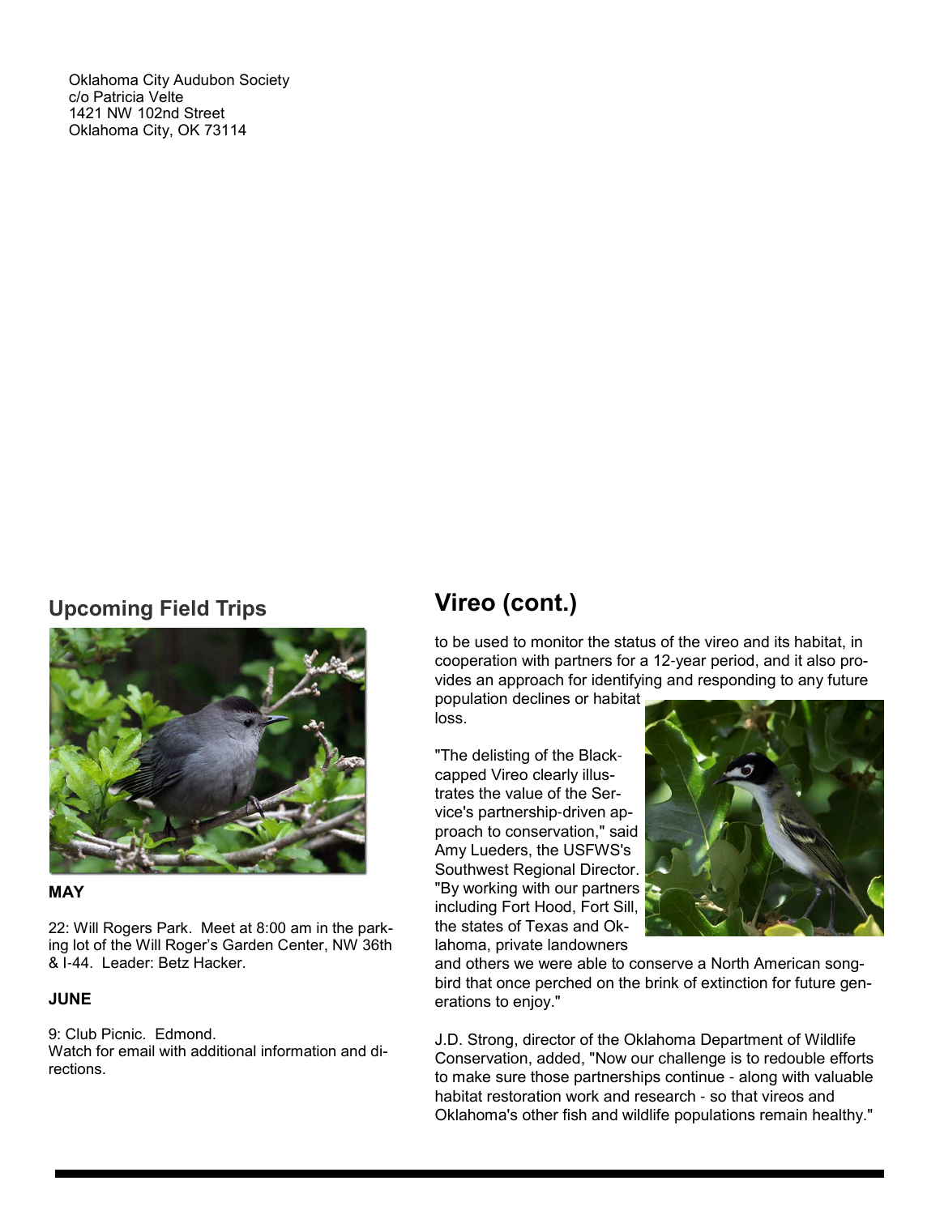Oklahoma City Audubon Society
c/o Patricia Velte
1421 NW 102nd Street
Oklahoma City, OK 73114

## Upcoming Field Trips

**MAY**

22: Will Rogers Park. Meet at 8:00 am in the parking lot of the Will Roger's Garden Center, NW 36th & I-44. Leader: Betz Hacker.

**JUNE**

9: Club Picnic. Edmond.
Watch for email with additional information and directions.

## Vireo (cont.)

to be used to monitor the status of the vireo and its habitat, in cooperation with partners for a 12-year period, and it also provides an approach for identifying and responding to any future population declines or habitat loss.

"The delisting of the Black-capped Vireo clearly illustrates the value of the Service's partnership-driven approach to conservation," said Amy Lueders, the USFWS's Southwest Regional Director. "By working with our partners including Fort Hood, Fort Sill, the states of Texas and Oklahoma, private landowners and others we were able to conserve a North American songbird that once perched on the brink of extinction for future generations to enjoy."

J.D. Strong, director of the Oklahoma Department of Wildlife Conservation, added, "Now our challenge is to redouble efforts to make sure those partnerships continue - along with valuable habitat restoration work and research - so that vireos and Oklahoma's other fish and wildlife populations remain healthy."